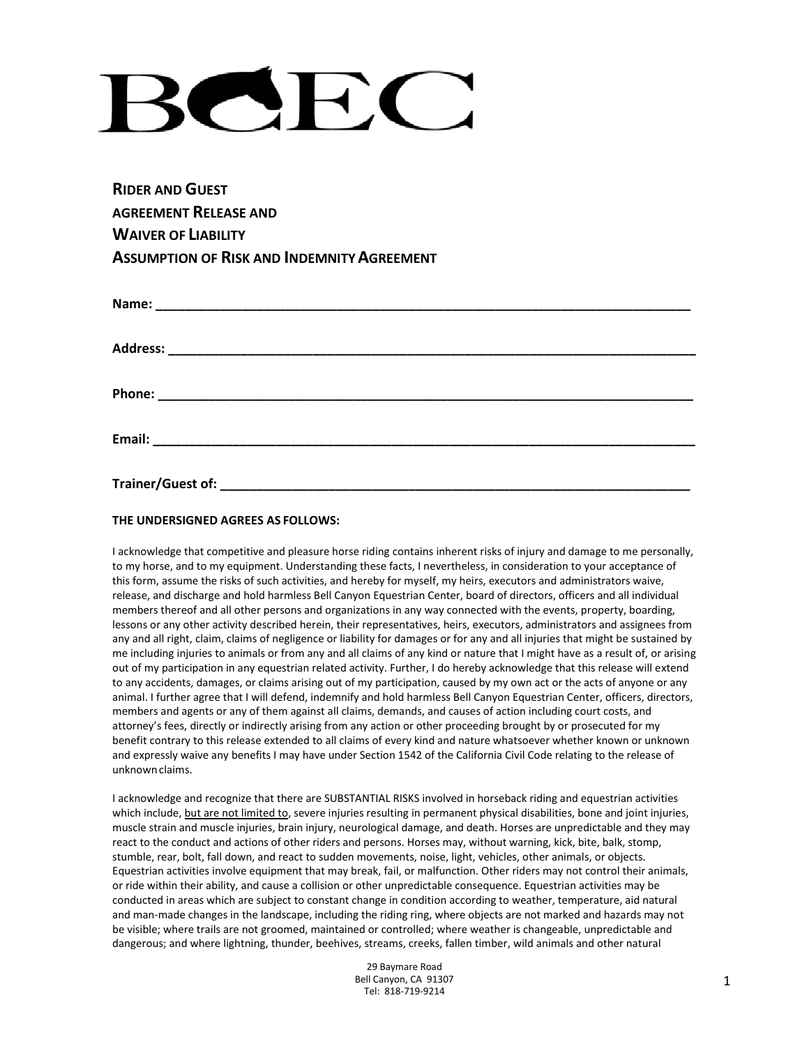# BCEC

**RIDER AND GUEST**
**AGREEMENT RELEASE AND**
**WAIVER OF LIABILITY**
**ASSUMPTION OF RISK AND INDEMNITY AGREEMENT**

**Name:** ___________________________________________________________________________

**Address:** _________________________________________________________________________

**Phone:** __________________________________________________________________________

**Email:** ___________________________________________________________________________

**Trainer/Guest of:** __________________________________________________________________

**THE UNDERSIGNED AGREES AS FOLLOWS:**

I acknowledge that competitive and pleasure horse riding contains inherent risks of injury and damage to me personally, to my horse, and to my equipment. Understanding these facts, I nevertheless, in consideration to your acceptance of this form, assume the risks of such activities, and hereby for myself, my heirs, executors and administrators waive, release, and discharge and hold harmless Bell Canyon Equestrian Center, board of directors, officers and all individual members thereof and all other persons and organizations in any way connected with the events, property, boarding, lessons or any other activity described herein, their representatives, heirs, executors, administrators and assignees from any and all right, claim, claims of negligence or liability for damages or for any and all injuries that might be sustained by me including injuries to animals or from any and all claims of any kind or nature that I might have as a result of, or arising out of my participation in any equestrian related activity. Further, I do hereby acknowledge that this release will extend to any accidents, damages, or claims arising out of my participation, caused by my own act or the acts of anyone or any animal. I further agree that I will defend, indemnify and hold harmless Bell Canyon Equestrian Center, officers, directors, members and agents or any of them against all claims, demands, and causes of action including court costs, and attorney's fees, directly or indirectly arising from any action or other proceeding brought by or prosecuted for my benefit contrary to this release extended to all claims of every kind and nature whatsoever whether known or unknown and expressly waive any benefits I may have under Section 1542 of the California Civil Code relating to the release of unknown claims.

I acknowledge and recognize that there are SUBSTANTIAL RISKS involved in horseback riding and equestrian activities which include, <u>but are not limited to</u>, severe injuries resulting in permanent physical disabilities, bone and joint injuries, muscle strain and muscle injuries, brain injury, neurological damage, and death. Horses are unpredictable and they may react to the conduct and actions of other riders and persons. Horses may, without warning, kick, bite, balk, stomp, stumble, rear, bolt, fall down, and react to sudden movements, noise, light, vehicles, other animals, or objects. Equestrian activities involve equipment that may break, fail, or malfunction. Other riders may not control their animals, or ride within their ability, and cause a collision or other unpredictable consequence. Equestrian activities may be conducted in areas which are subject to constant change in condition according to weather, temperature, aid natural and man-made changes in the landscape, including the riding ring, where objects are not marked and hazards may not be visible; where trails are not groomed, maintained or controlled; where weather is changeable, unpredictable and dangerous; and where lightning, thunder, beehives, streams, creeks, fallen timber, wild animals and other natural

29 Baymare Road
Bell Canyon, CA 91307
Tel: 818-719-9214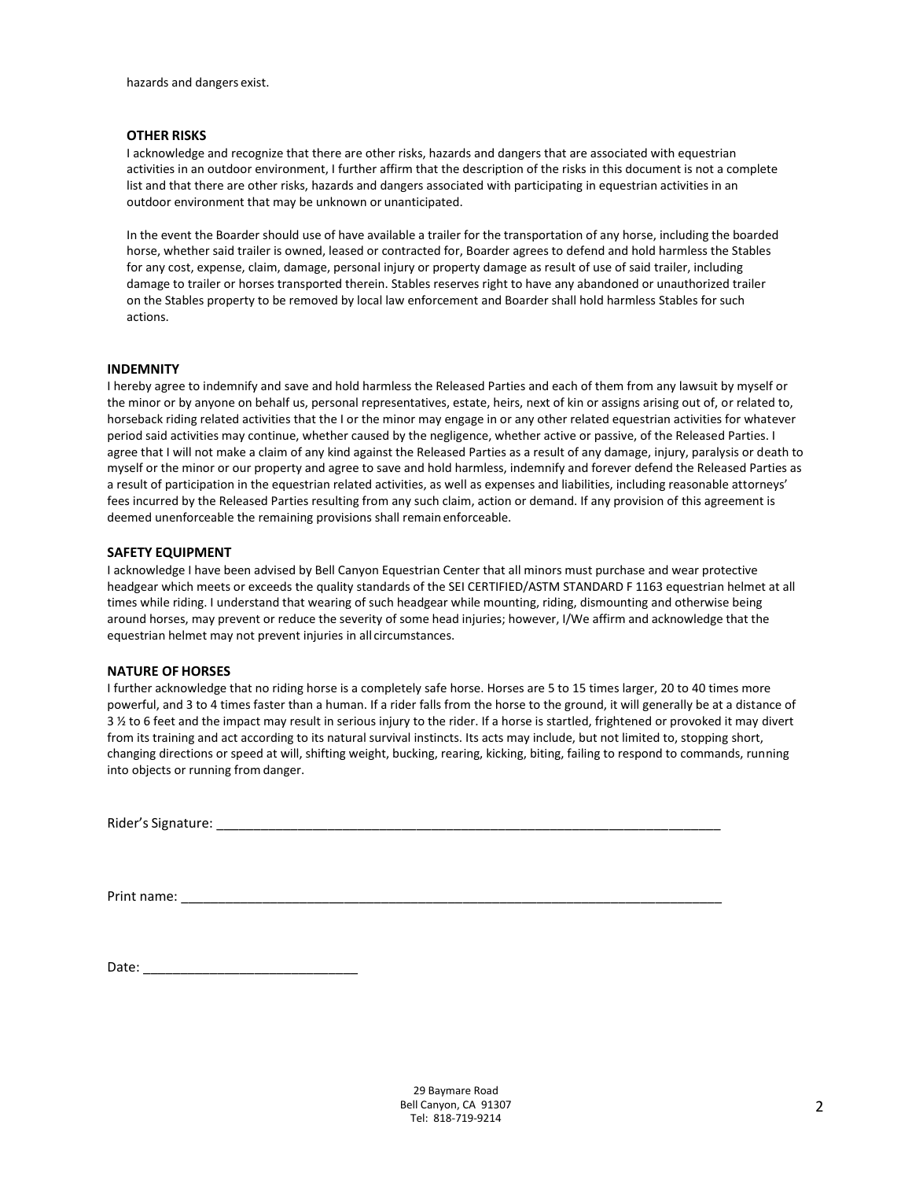hazards and dangers exist.

**OTHER RISKS**

I acknowledge and recognize that there are other risks, hazards and dangers that are associated with equestrian activities in an outdoor environment, I further affirm that the description of the risks in this document is not a complete list and that there are other risks, hazards and dangers associated with participating in equestrian activities in an outdoor environment that may be unknown or unanticipated.

In the event the Boarder should use of have available a trailer for the transportation of any horse, including the boarded horse, whether said trailer is owned, leased or contracted for, Boarder agrees to defend and hold harmless the Stables for any cost, expense, claim, damage, personal injury or property damage as result of use of said trailer, including damage to trailer or horses transported therein. Stables reserves right to have any abandoned or unauthorized trailer on the Stables property to be removed by local law enforcement and Boarder shall hold harmless Stables for such actions.

**INDEMNITY**

I hereby agree to indemnify and save and hold harmless the Released Parties and each of them from any lawsuit by myself or the minor or by anyone on behalf us, personal representatives, estate, heirs, next of kin or assigns arising out of, or related to, horseback riding related activities that the I or the minor may engage in or any other related equestrian activities for whatever period said activities may continue, whether caused by the negligence, whether active or passive, of the Released Parties. I agree that I will not make a claim of any kind against the Released Parties as a result of any damage, injury, paralysis or death to myself or the minor or our property and agree to save and hold harmless, indemnify and forever defend the Released Parties as a result of participation in the equestrian related activities, as well as expenses and liabilities, including reasonable attorneys' fees incurred by the Released Parties resulting from any such claim, action or demand. If any provision of this agreement is deemed unenforceable the remaining provisions shall remain enforceable.

**SAFETY EQUIPMENT**

I acknowledge I have been advised by Bell Canyon Equestrian Center that all minors must purchase and wear protective headgear which meets or exceeds the quality standards of the SEI CERTIFIED/ASTM STANDARD F 1163 equestrian helmet at all times while riding. I understand that wearing of such headgear while mounting, riding, dismounting and otherwise being around horses, may prevent or reduce the severity of some head injuries; however, I/We affirm and acknowledge that the equestrian helmet may not prevent injuries in all circumstances.

**NATURE OF HORSES**

I further acknowledge that no riding horse is a completely safe horse. Horses are 5 to 15 times larger, 20 to 40 times more powerful, and 3 to 4 times faster than a human. If a rider falls from the horse to the ground, it will generally be at a distance of 3 ½ to 6 feet and the impact may result in serious injury to the rider. If a horse is startled, frightened or provoked it may divert from its training and act according to its natural survival instincts. Its acts may include, but not limited to, stopping short, changing directions or speed at will, shifting weight, bucking, rearing, kicking, biting, failing to respond to commands, running into objects or running from danger.

Rider's Signature: ___________________________________________________________________________

Print name: ______________________________________________________________________________

Date: ____________________________

29 Baymare Road
Bell Canyon, CA 91307
Tel: 818-719-9214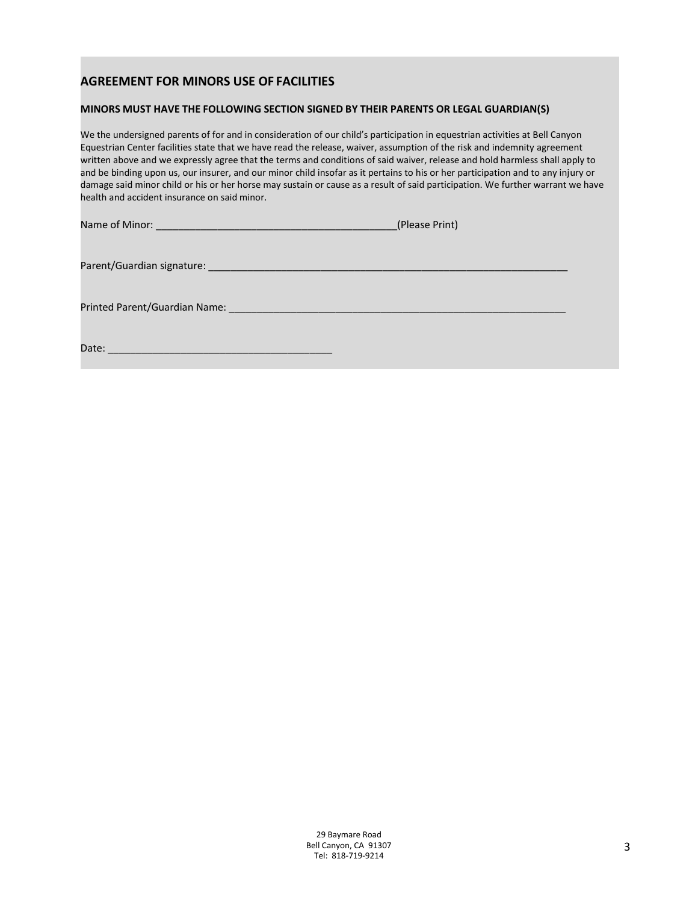## AGREEMENT FOR MINORS USE OF FACILITIES

**MINORS MUST HAVE THE FOLLOWING SECTION SIGNED BY THEIR PARENTS OR LEGAL GUARDIAN(S)**

We the undersigned parents of for and in consideration of our child's participation in equestrian activities at Bell Canyon Equestrian Center facilities state that we have read the release, waiver, assumption of the risk and indemnity agreement written above and we expressly agree that the terms and conditions of said waiver, release and hold harmless shall apply to and be binding upon us, our insurer, and our minor child insofar as it pertains to his or her participation and to any injury or damage said minor child or his or her horse may sustain or cause as a result of said participation. We further warrant we have health and accident insurance on said minor.

Name of Minor: ___________________________________________(Please Print)

Parent/Guardian signature: __________________________________________________________________

Printed Parent/Guardian Name: _______________________________________________________________

Date: ________________________________________

29 Baymare Road
Bell Canyon, CA 91307
Tel: 818-719-9214